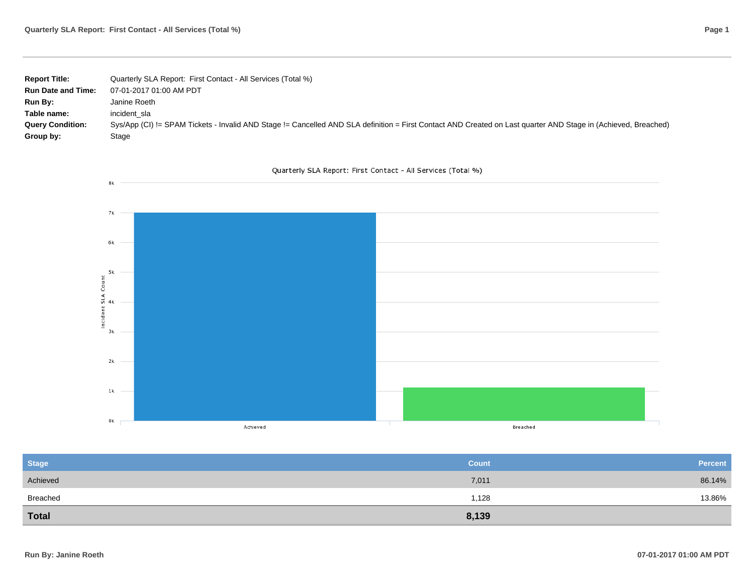**Report Title:** Quarterly SLA Report: First Contact - All Services (Total %)
**Run Date and Time:** 07-01-2017 01:00 AM PDT
**Run By:** Janine Roeth
**Table name:** incident_sla
**Query Condition:** Sys/App (CI) != SPAM Tickets - Invalid AND Stage != Cancelled AND SLA definition = First Contact AND Created on Last quarter AND Stage in (Achieved, Breached)
**Group by:** Stage

Quarterly SLA Report: First Contact - All Services (Total %)

| Stage | Count | Percent |
|---|---|---|
| Achieved | 7,011 | 86.14% |
| Breached | 1,128 | 13.86% |
| **Total** | **8,139** | |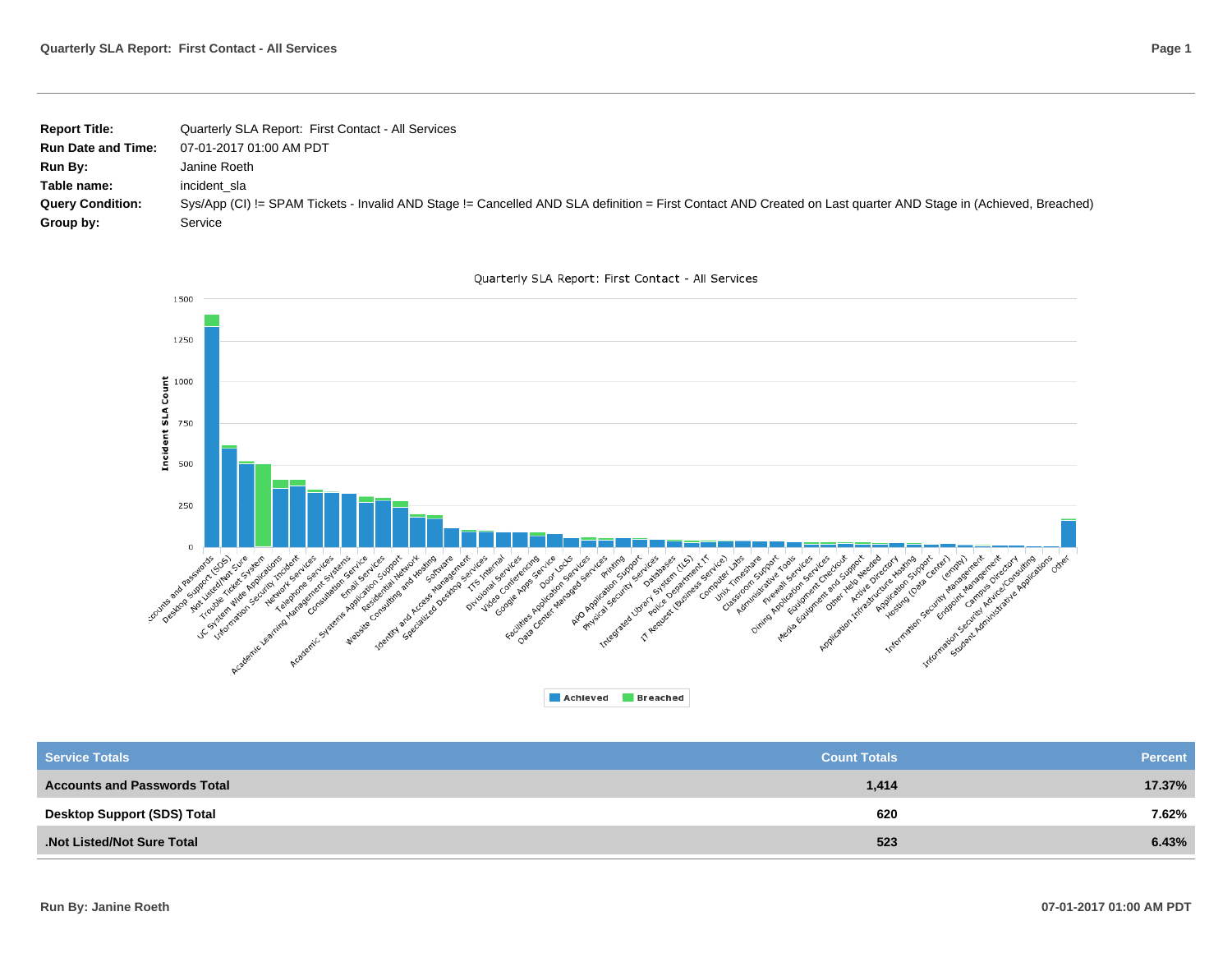| **Report Title:** | Quarterly SLA Report:  First Contact - All Services |
|---|---|
| **Run Date and Time:** | 07-01-2017 01:00 AM PDT |
| **Run By:** | Janine Roeth |
| **Table name:** | incident_sla |
| **Query Condition:** | Sys/App (CI) != SPAM Tickets - Invalid AND Stage != Cancelled AND SLA definition = First Contact AND Created on Last quarter AND Stage in (Achieved, Breached) |
| **Group by:** | Service |

Quarterly SLA Report: First Contact - All Services

| Service Totals | Count Totals | Percent |
|---|---|---|
| **Accounts and Passwords Total** | **1,414** | **17.37%** |
| **Desktop Support (SDS) Total** | **620** | **7.62%** |
| **.Not Listed/Not Sure Total** | **523** | **6.43%** |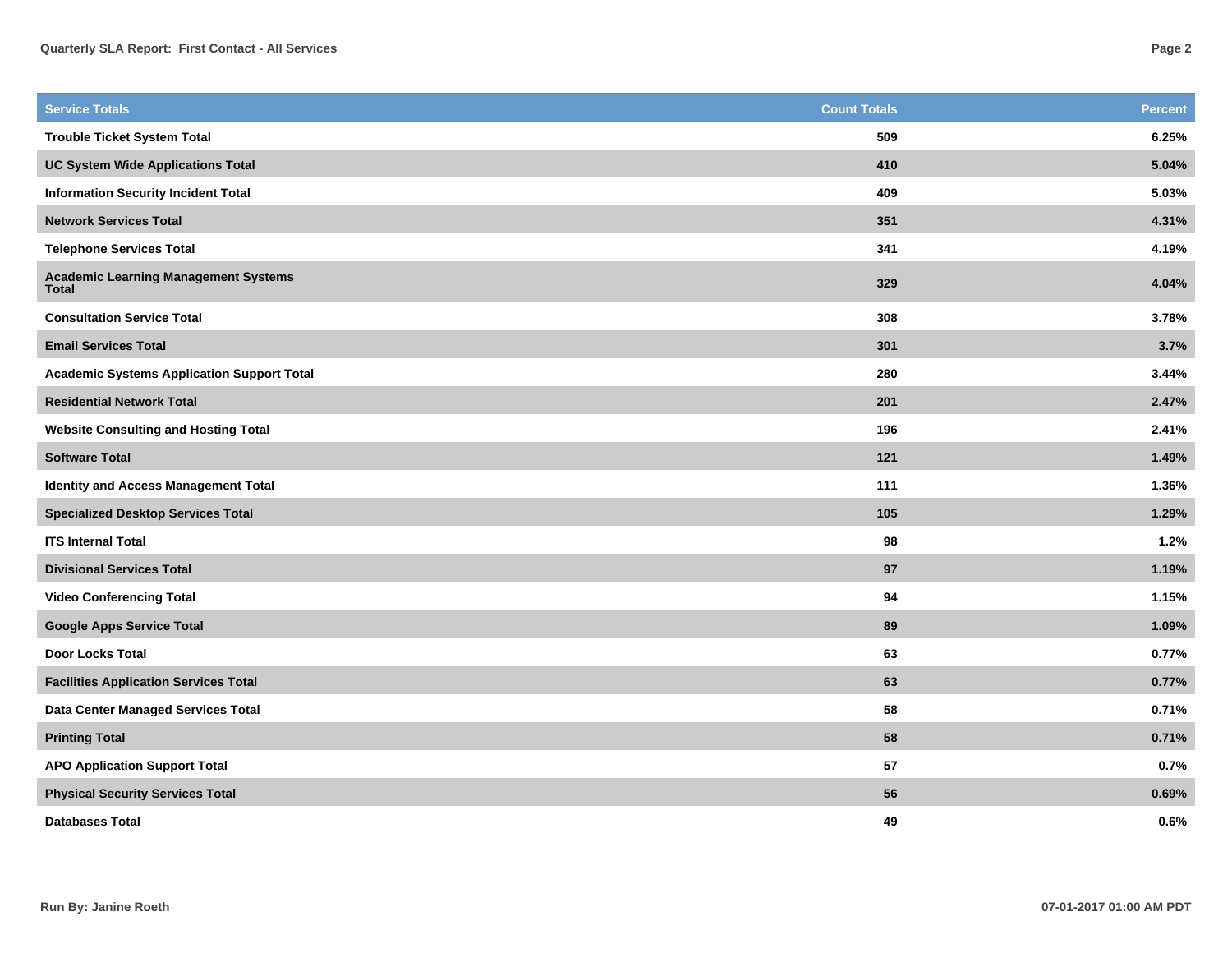| Service Totals | Count Totals | Percent |
|---|---|---|
| Trouble Ticket System Total | 509 | 6.25% |
| UC System Wide Applications Total | 410 | 5.04% |
| Information Security Incident Total | 409 | 5.03% |
| Network Services Total | 351 | 4.31% |
| Telephone Services Total | 341 | 4.19% |
| Academic Learning Management Systems Total | 329 | 4.04% |
| Consultation Service Total | 308 | 3.78% |
| Email Services Total | 301 | 3.7% |
| Academic Systems Application Support Total | 280 | 3.44% |
| Residential Network Total | 201 | 2.47% |
| Website Consulting and Hosting Total | 196 | 2.41% |
| Software Total | 121 | 1.49% |
| Identity and Access Management Total | 111 | 1.36% |
| Specialized Desktop Services Total | 105 | 1.29% |
| ITS Internal Total | 98 | 1.2% |
| Divisional Services Total | 97 | 1.19% |
| Video Conferencing Total | 94 | 1.15% |
| Google Apps Service Total | 89 | 1.09% |
| Door Locks Total | 63 | 0.77% |
| Facilities Application Services Total | 63 | 0.77% |
| Data Center Managed Services Total | 58 | 0.71% |
| Printing Total | 58 | 0.71% |
| APO Application Support Total | 57 | 0.7% |
| Physical Security Services Total | 56 | 0.69% |
| Databases Total | 49 | 0.6% |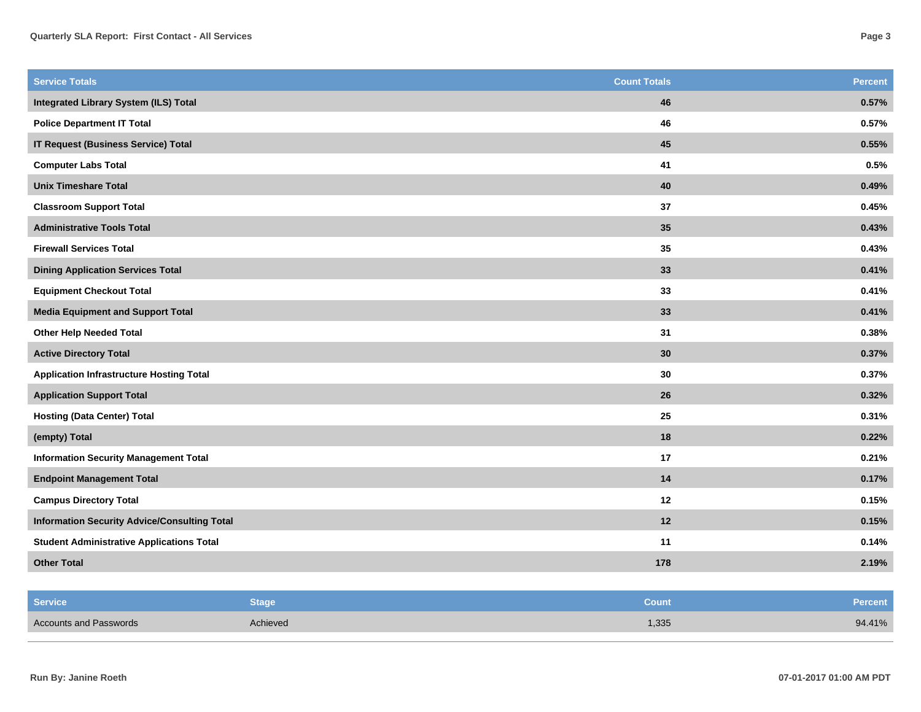| Service Totals | Count Totals | Percent |
|---|---|---|
| **Integrated Library System (ILS) Total** | **46** | **0.57%** |
| **Police Department IT Total** | **46** | **0.57%** |
| **IT Request (Business Service) Total** | **45** | **0.55%** |
| **Computer Labs Total** | **41** | **0.5%** |
| **Unix Timeshare Total** | **40** | **0.49%** |
| **Classroom Support Total** | **37** | **0.45%** |
| **Administrative Tools Total** | **35** | **0.43%** |
| **Firewall Services Total** | **35** | **0.43%** |
| **Dining Application Services Total** | **33** | **0.41%** |
| **Equipment Checkout Total** | **33** | **0.41%** |
| **Media Equipment and Support Total** | **33** | **0.41%** |
| **Other Help Needed Total** | **31** | **0.38%** |
| **Active Directory Total** | **30** | **0.37%** |
| **Application Infrastructure Hosting Total** | **30** | **0.37%** |
| **Application Support Total** | **26** | **0.32%** |
| **Hosting (Data Center) Total** | **25** | **0.31%** |
| **(empty) Total** | **18** | **0.22%** |
| **Information Security Management Total** | **17** | **0.21%** |
| **Endpoint Management Total** | **14** | **0.17%** |
| **Campus Directory Total** | **12** | **0.15%** |
| **Information Security Advice/Consulting Total** | **12** | **0.15%** |
| **Student Administrative Applications Total** | **11** | **0.14%** |
| **Other Total** | **178** | **2.19%** |

| Service | Stage | Count | Percent |
|---|---|---|---|
| Accounts and Passwords | Achieved | 1,335 | 94.41% |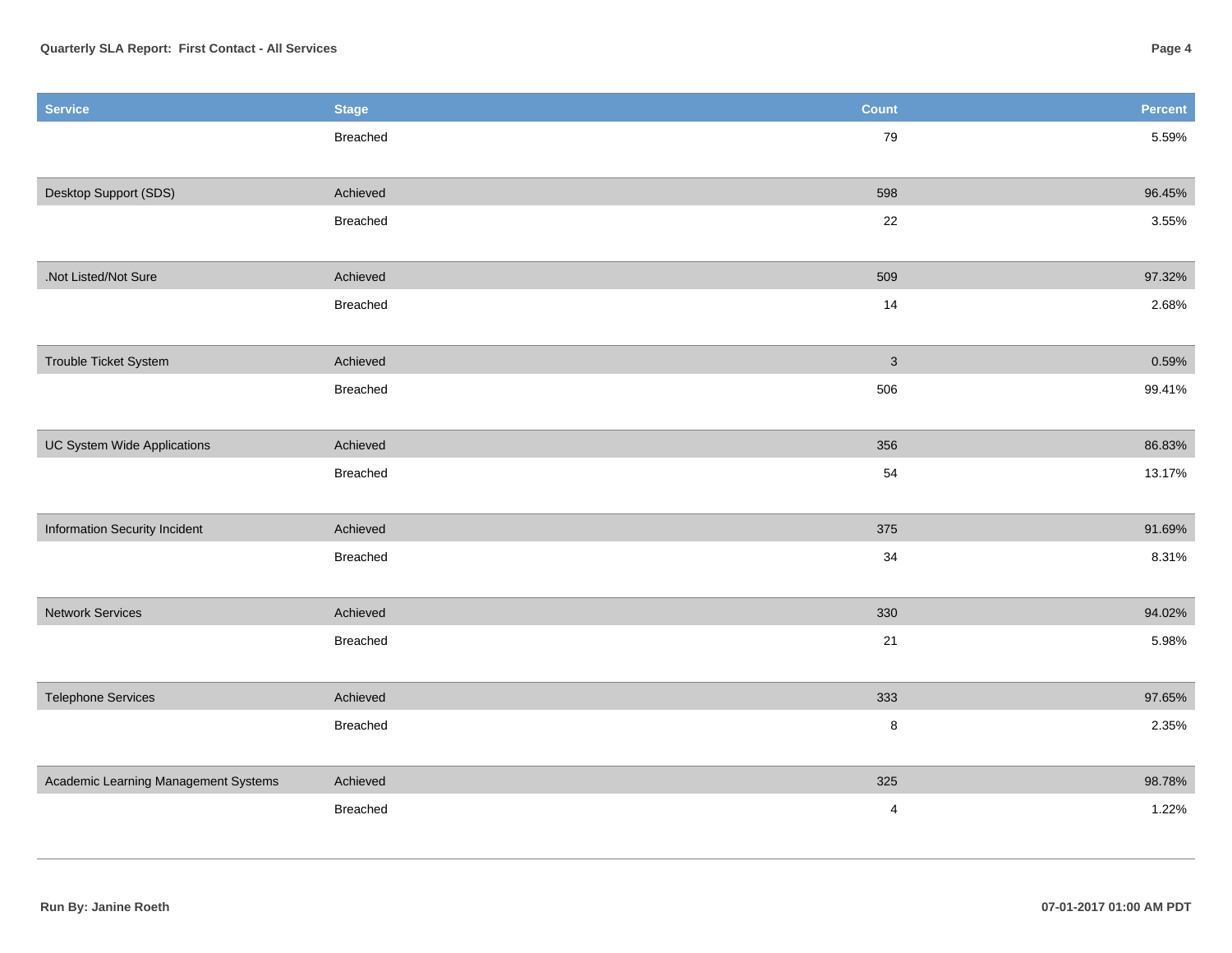| Service | Stage | Count | Percent |
|---|---|---|---|
| | Breached | 79 | 5.59% |
| Desktop Support (SDS) | Achieved | 598 | 96.45% |
| | Breached | 22 | 3.55% |
| .Not Listed/Not Sure | Achieved | 509 | 97.32% |
| | Breached | 14 | 2.68% |
| Trouble Ticket System | Achieved | 3 | 0.59% |
| | Breached | 506 | 99.41% |
| UC System Wide Applications | Achieved | 356 | 86.83% |
| | Breached | 54 | 13.17% |
| Information Security Incident | Achieved | 375 | 91.69% |
| | Breached | 34 | 8.31% |
| Network Services | Achieved | 330 | 94.02% |
| | Breached | 21 | 5.98% |
| Telephone Services | Achieved | 333 | 97.65% |
| | Breached | 8 | 2.35% |
| Academic Learning Management Systems | Achieved | 325 | 98.78% |
| | Breached | 4 | 1.22% |

**Run By: Janine Roeth**

**07-01-2017 01:00 AM PDT**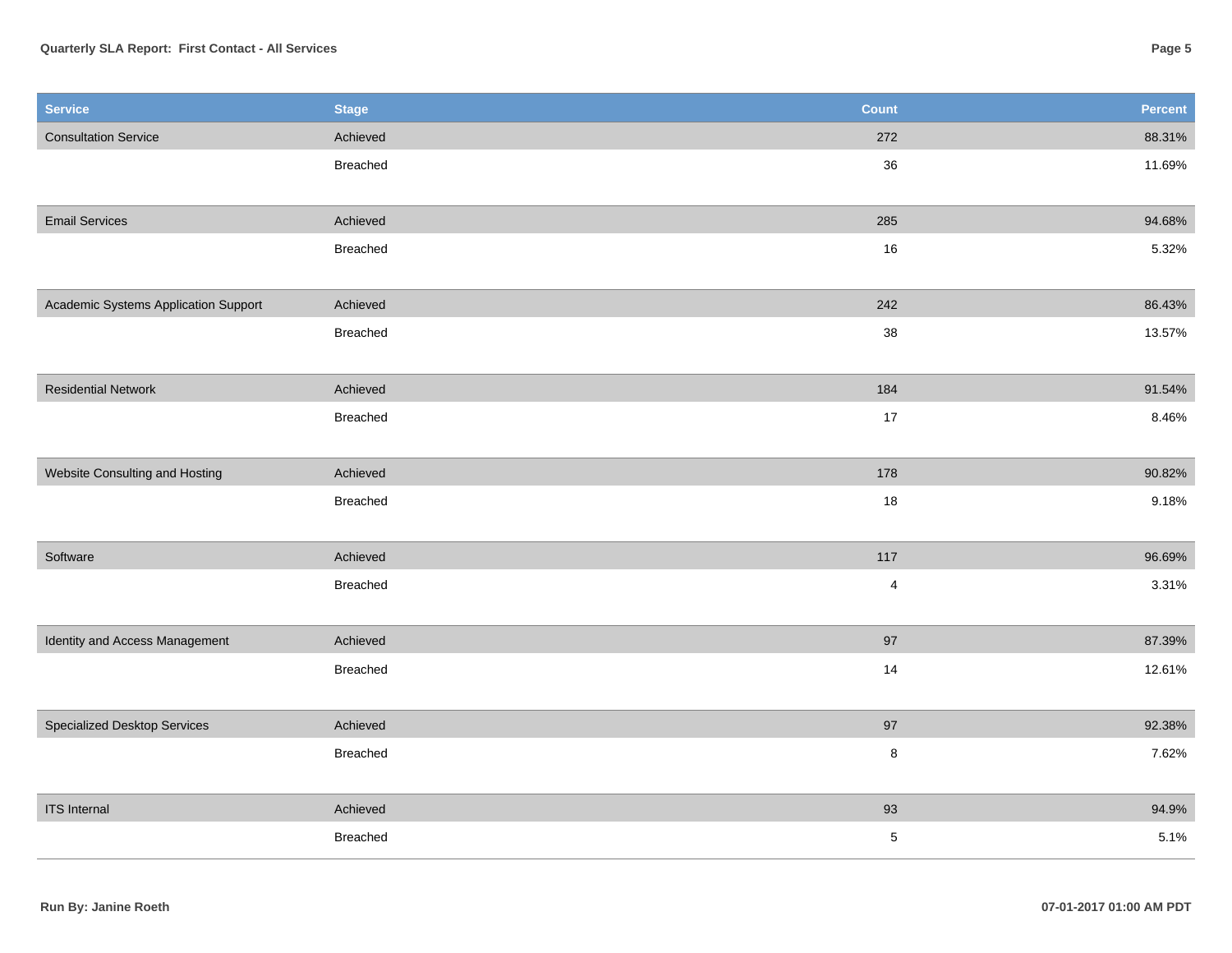| Service | Stage | Count | Percent |
|---|---|---|---|
| Consultation Service | Achieved | 272 | 88.31% |
| | Breached | 36 | 11.69% |
| Email Services | Achieved | 285 | 94.68% |
| | Breached | 16 | 5.32% |
| Academic Systems Application Support | Achieved | 242 | 86.43% |
| | Breached | 38 | 13.57% |
| Residential Network | Achieved | 184 | 91.54% |
| | Breached | 17 | 8.46% |
| Website Consulting and Hosting | Achieved | 178 | 90.82% |
| | Breached | 18 | 9.18% |
| Software | Achieved | 117 | 96.69% |
| | Breached | 4 | 3.31% |
| Identity and Access Management | Achieved | 97 | 87.39% |
| | Breached | 14 | 12.61% |
| Specialized Desktop Services | Achieved | 97 | 92.38% |
| | Breached | 8 | 7.62% |
| ITS Internal | Achieved | 93 | 94.9% |
| | Breached | 5 | 5.1% |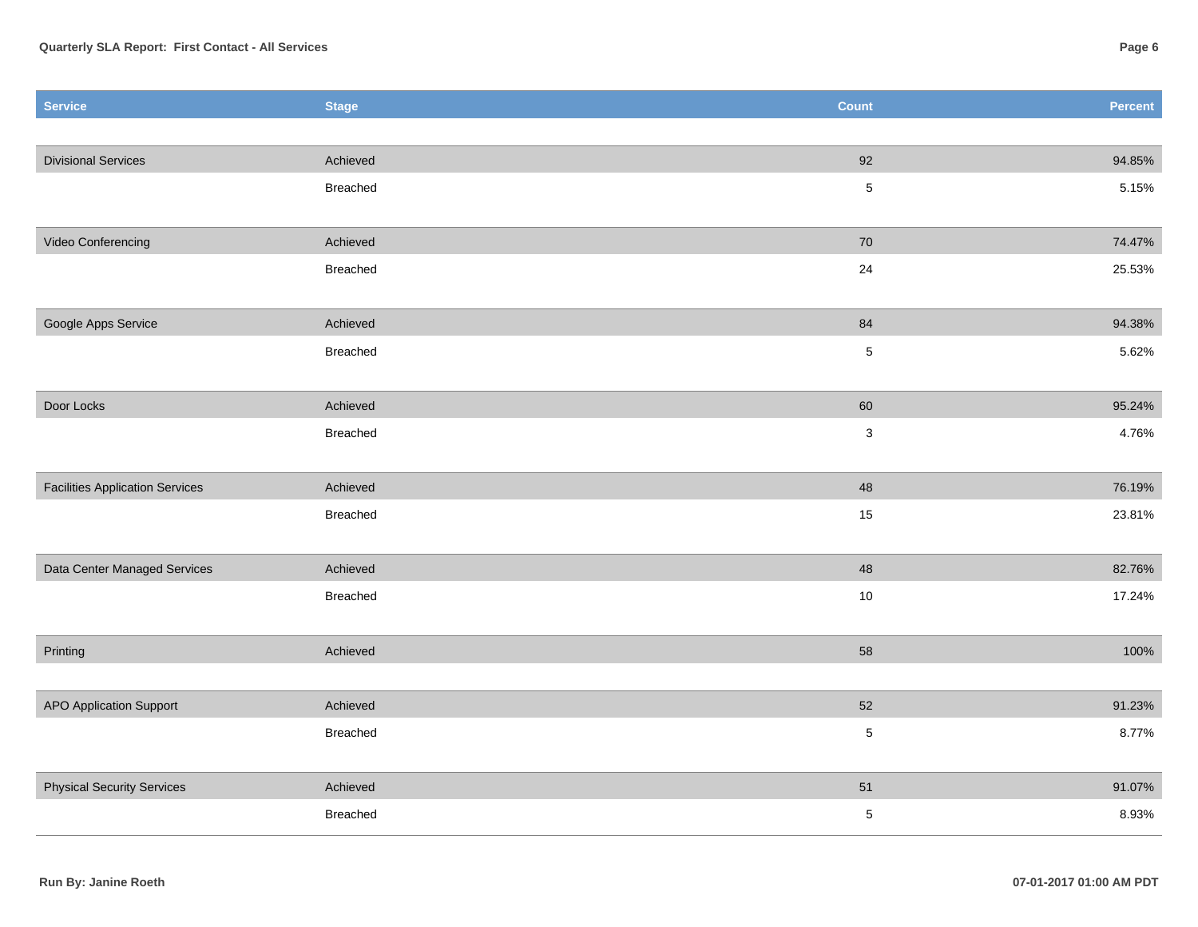| Service | Stage | Count | Percent |
| --- | --- | --- | --- |
| Divisional Services | Achieved | 92 | 94.85% |
| | Breached | 5 | 5.15% |
| Video Conferencing | Achieved | 70 | 74.47% |
| | Breached | 24 | 25.53% |
| Google Apps Service | Achieved | 84 | 94.38% |
| | Breached | 5 | 5.62% |
| Door Locks | Achieved | 60 | 95.24% |
| | Breached | 3 | 4.76% |
| Facilities Application Services | Achieved | 48 | 76.19% |
| | Breached | 15 | 23.81% |
| Data Center Managed Services | Achieved | 48 | 82.76% |
| | Breached | 10 | 17.24% |
| Printing | Achieved | 58 | 100% |
| APO Application Support | Achieved | 52 | 91.23% |
| | Breached | 5 | 8.77% |
| Physical Security Services | Achieved | 51 | 91.07% |
| | Breached | 5 | 8.93% |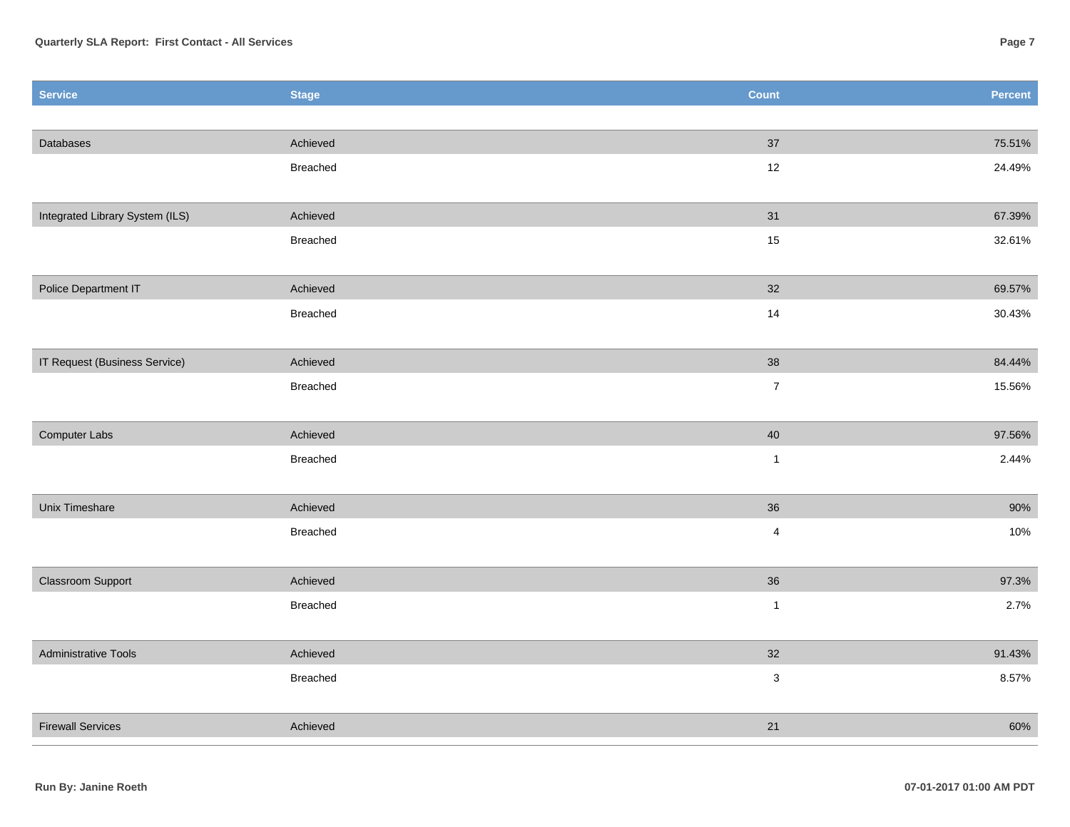| Service | Stage | Count | Percent |
|---|---|---|---|
| Databases | Achieved | 37 | 75.51% |
| | Breached | 12 | 24.49% |
| Integrated Library System (ILS) | Achieved | 31 | 67.39% |
| | Breached | 15 | 32.61% |
| Police Department IT | Achieved | 32 | 69.57% |
| | Breached | 14 | 30.43% |
| IT Request (Business Service) | Achieved | 38 | 84.44% |
| | Breached | 7 | 15.56% |
| Computer Labs | Achieved | 40 | 97.56% |
| | Breached | 1 | 2.44% |
| Unix Timeshare | Achieved | 36 | 90% |
| | Breached | 4 | 10% |
| Classroom Support | Achieved | 36 | 97.3% |
| | Breached | 1 | 2.7% |
| Administrative Tools | Achieved | 32 | 91.43% |
| | Breached | 3 | 8.57% |
| Firewall Services | Achieved | 21 | 60% |

**Run By: Janine Roeth**

**07-01-2017 01:00 AM PDT**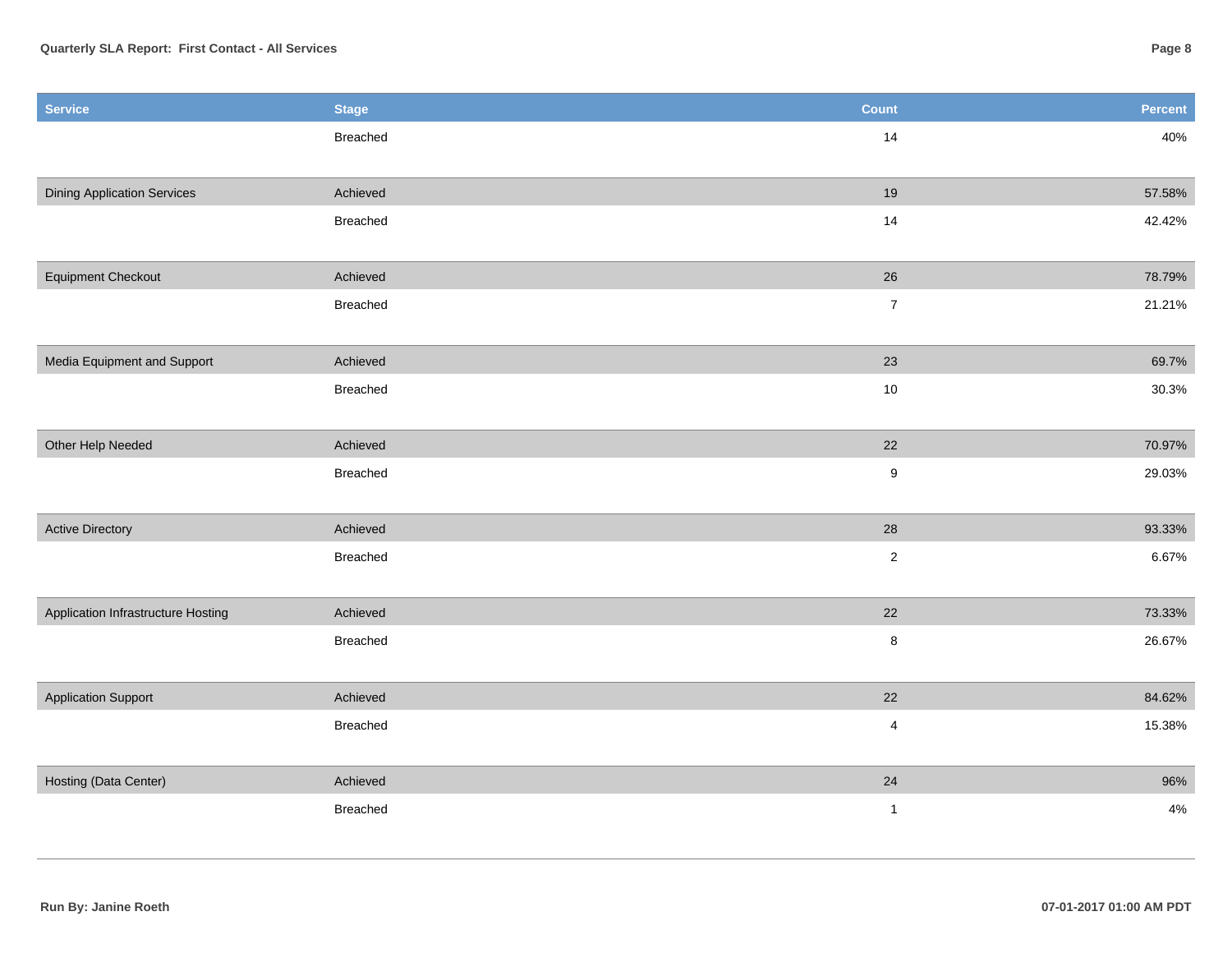| Service | Stage | Count | Percent |
|---|---|---|---|
| | Breached | 14 | 40% |
| Dining Application Services | Achieved | 19 | 57.58% |
| | Breached | 14 | 42.42% |
| Equipment Checkout | Achieved | 26 | 78.79% |
| | Breached | 7 | 21.21% |
| Media Equipment and Support | Achieved | 23 | 69.7% |
| | Breached | 10 | 30.3% |
| Other Help Needed | Achieved | 22 | 70.97% |
| | Breached | 9 | 29.03% |
| Active Directory | Achieved | 28 | 93.33% |
| | Breached | 2 | 6.67% |
| Application Infrastructure Hosting | Achieved | 22 | 73.33% |
| | Breached | 8 | 26.67% |
| Application Support | Achieved | 22 | 84.62% |
| | Breached | 4 | 15.38% |
| Hosting (Data Center) | Achieved | 24 | 96% |
| | Breached | 1 | 4% |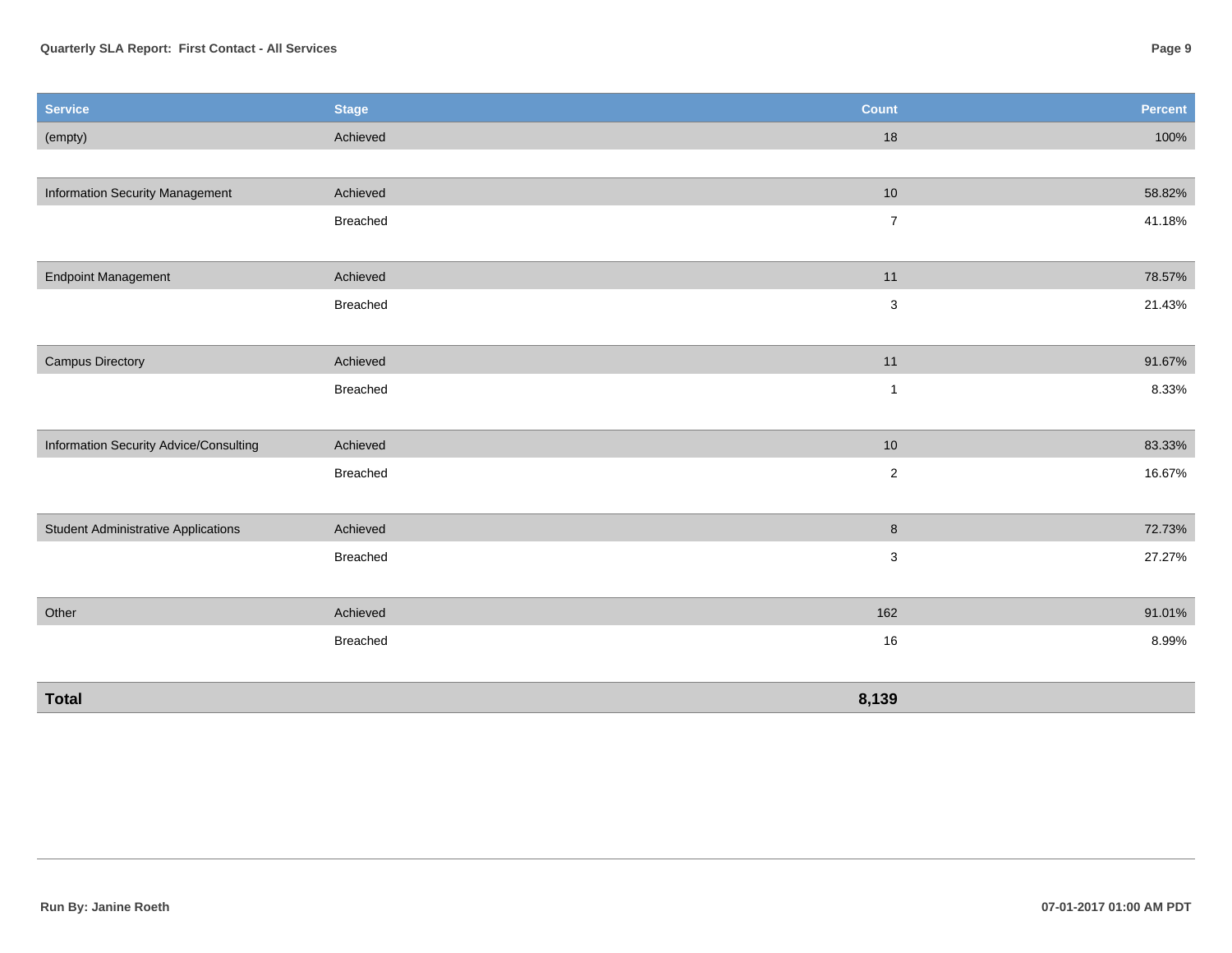| Service | Stage | Count | Percent |
|---|---|---|---|
| (empty) | Achieved | 18 | 100% |
| Information Security Management | Achieved | 10 | 58.82% |
| | Breached | 7 | 41.18% |
| Endpoint Management | Achieved | 11 | 78.57% |
| | Breached | 3 | 21.43% |
| Campus Directory | Achieved | 11 | 91.67% |
| | Breached | 1 | 8.33% |
| Information Security Advice/Consulting | Achieved | 10 | 83.33% |
| | Breached | 2 | 16.67% |
| Student Administrative Applications | Achieved | 8 | 72.73% |
| | Breached | 3 | 27.27% |
| Other | Achieved | 162 | 91.01% |
| | Breached | 16 | 8.99% |
| **Total** | | **8,139** | |

**Run By: Janine Roeth**

**07-01-2017 01:00 AM PDT**